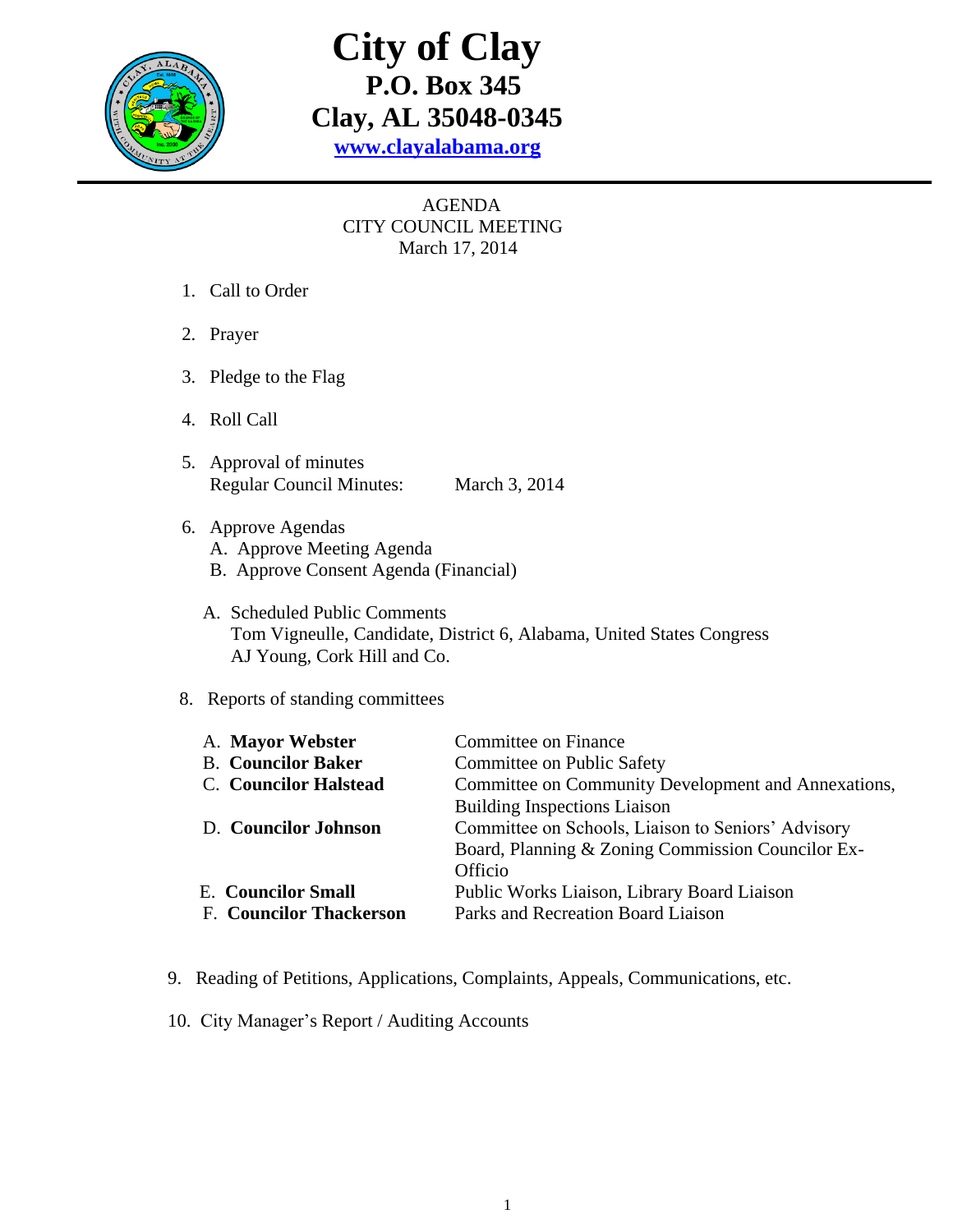# City of Clay

**P.O. Box 345**
**Clay, AL 35048-0345**
**www.clayalabama.org**

AGENDA
CITY COUNCIL MEETING
March 17, 2014

1. Call to Order

2. Prayer

3. Pledge to the Flag

4. Roll Call

5. Approval of minutes
   Regular Council Minutes: March 3, 2014

6. Approve Agendas
   A. Approve Meeting Agenda
   B. Approve Consent Agenda (Financial)

   A. Scheduled Public Comments
      Tom Vigneulle, Candidate, District 6, Alabama, United States Congress
      AJ Young, Cork Hill and Co.

8. Reports of standing committees

| | |
|---|---|
| A. **Mayor Webster** | Committee on Finance |
| B. **Councilor Baker** | Committee on Public Safety |
| C. **Councilor Halstead** | Committee on Community Development and Annexations, Building Inspections Liaison |
| D. **Councilor Johnson** | Committee on Schools, Liaison to Seniors' Advisory Board, Planning & Zoning Commission Councilor Ex-Officio |
| E. **Councilor Small** | Public Works Liaison, Library Board Liaison |
| F. **Councilor Thackerson** | Parks and Recreation Board Liaison |

9. Reading of Petitions, Applications, Complaints, Appeals, Communications, etc.

10. City Manager's Report / Auditing Accounts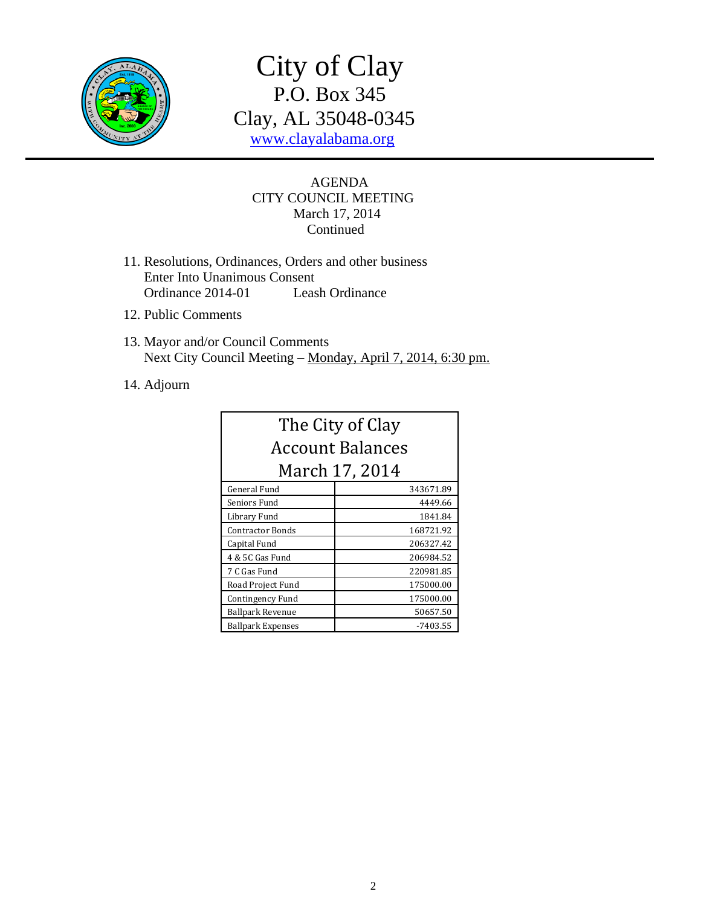# City of Clay

P.O. Box 345
Clay, AL 35048-0345
www.clayalabama.org

AGENDA
CITY COUNCIL MEETING
March 17, 2014
Continued

11. Resolutions, Ordinances, Orders and other business
    Enter Into Unanimous Consent
    Ordinance 2014-01 Leash Ordinance
12. Public Comments
13. Mayor and/or Council Comments
    Next City Council Meeting – Monday, April 7, 2014, 6:30 pm.
14. Adjourn

The City of Clay
Account Balances
March 17, 2014

| | |
|---|---|
| General Fund | 343671.89 |
| Seniors Fund | 4449.66 |
| Library Fund | 1841.84 |
| Contractor Bonds | 168721.92 |
| Capital Fund | 206327.42 |
| 4 & 5C Gas Fund | 206984.52 |
| 7 C Gas Fund | 220981.85 |
| Road Project Fund | 175000.00 |
| Contingency Fund | 175000.00 |
| Ballpark Revenue | 50657.50 |
| Ballpark Expenses | -7403.55 |